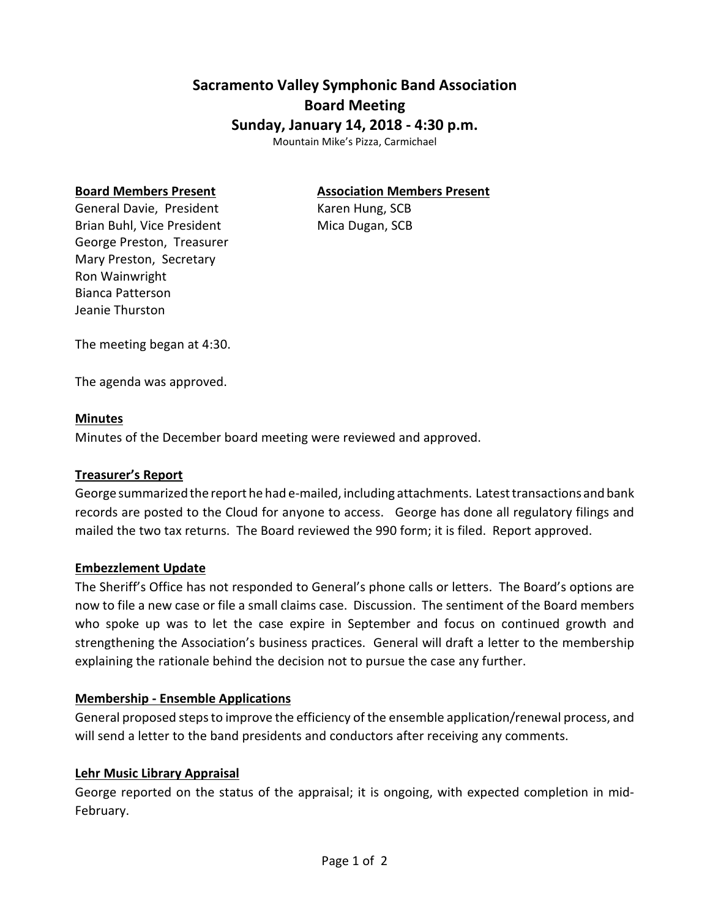# Sacramento Valley Symphonic Band Association
## Board Meeting
## Sunday, January 14, 2018 - 4:30 p.m.

Mountain Mike's Pizza, Carmichael

**Board Members Present**

General Davie, President
Brian Buhl, Vice President
George Preston, Treasurer
Mary Preston, Secretary
Ron Wainwright
Bianca Patterson
Jeanie Thurston

**Association Members Present**

Karen Hung, SCB
Mica Dugan, SCB

The meeting began at 4:30.

The agenda was approved.

### Minutes

Minutes of the December board meeting were reviewed and approved.

### Treasurer's Report

George summarized the report he had e-mailed, including attachments. Latest transactions and bank records are posted to the Cloud for anyone to access. George has done all regulatory filings and mailed the two tax returns. The Board reviewed the 990 form; it is filed. Report approved.

### Embezzlement Update

The Sheriff's Office has not responded to General's phone calls or letters. The Board's options are now to file a new case or file a small claims case. Discussion. The sentiment of the Board members who spoke up was to let the case expire in September and focus on continued growth and strengthening the Association's business practices. General will draft a letter to the membership explaining the rationale behind the decision not to pursue the case any further.

### Membership - Ensemble Applications

General proposed steps to improve the efficiency of the ensemble application/renewal process, and will send a letter to the band presidents and conductors after receiving any comments.

### Lehr Music Library Appraisal

George reported on the status of the appraisal; it is ongoing, with expected completion in mid-February.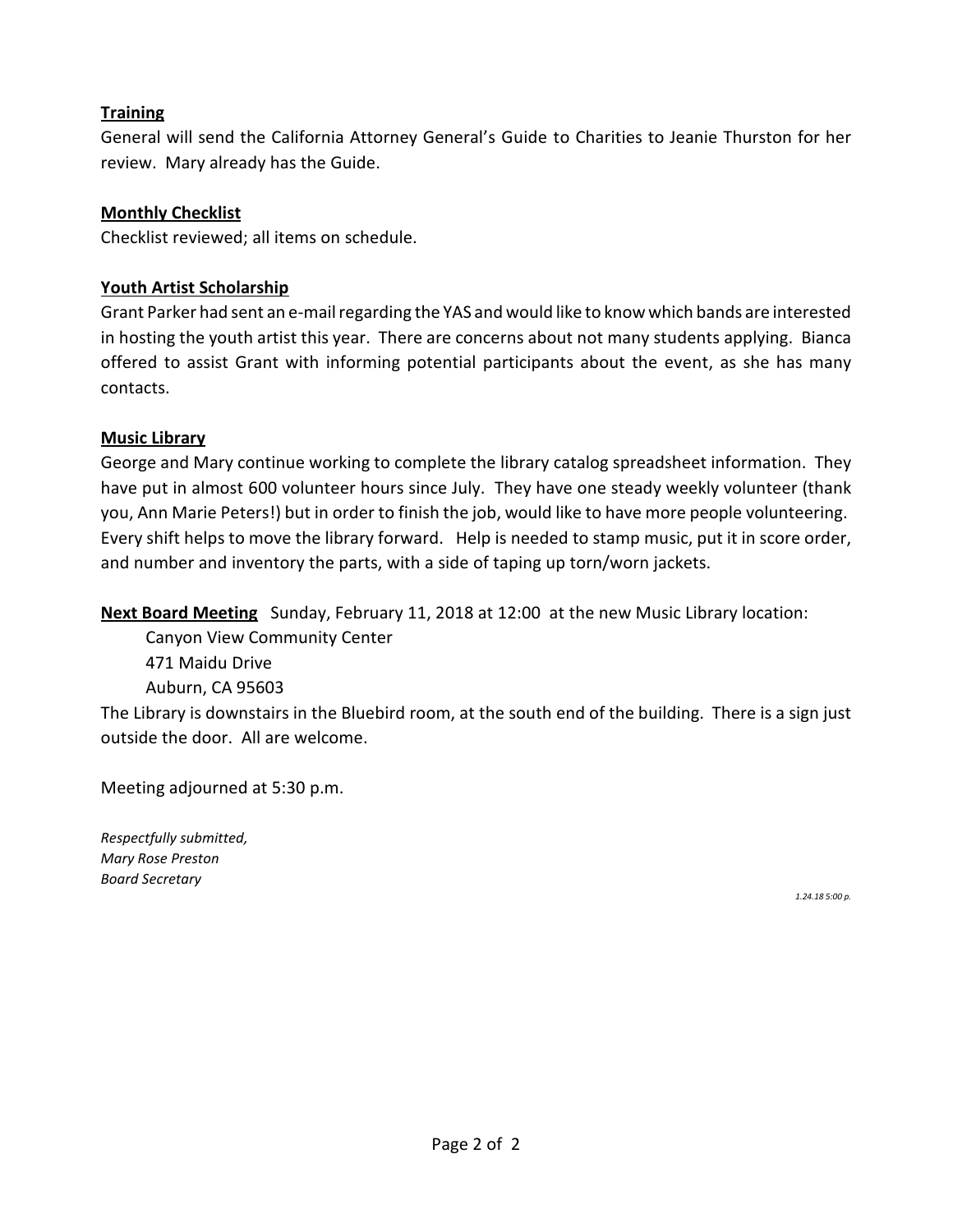**Training**

General will send the California Attorney General's Guide to Charities to Jeanie Thurston for her review. Mary already has the Guide.

**Monthly Checklist**

Checklist reviewed; all items on schedule.

**Youth Artist Scholarship**

Grant Parker had sent an e-mail regarding the YAS and would like to know which bands are interested in hosting the youth artist this year. There are concerns about not many students applying. Bianca offered to assist Grant with informing potential participants about the event, as she has many contacts.

**Music Library**

George and Mary continue working to complete the library catalog spreadsheet information. They have put in almost 600 volunteer hours since July. They have one steady weekly volunteer (thank you, Ann Marie Peters!) but in order to finish the job, would like to have more people volunteering. Every shift helps to move the library forward. Help is needed to stamp music, put it in score order, and number and inventory the parts, with a side of taping up torn/worn jackets.

**Next Board Meeting** Sunday, February 11, 2018 at 12:00 at the new Music Library location:

Canyon View Community Center
471 Maidu Drive
Auburn, CA 95603

The Library is downstairs in the Bluebird room, at the south end of the building. There is a sign just outside the door. All are welcome.

Meeting adjourned at 5:30 p.m.

*Respectfully submitted,*
*Mary Rose Preston*
*Board Secretary*

*1.24.18 5:00 p.*